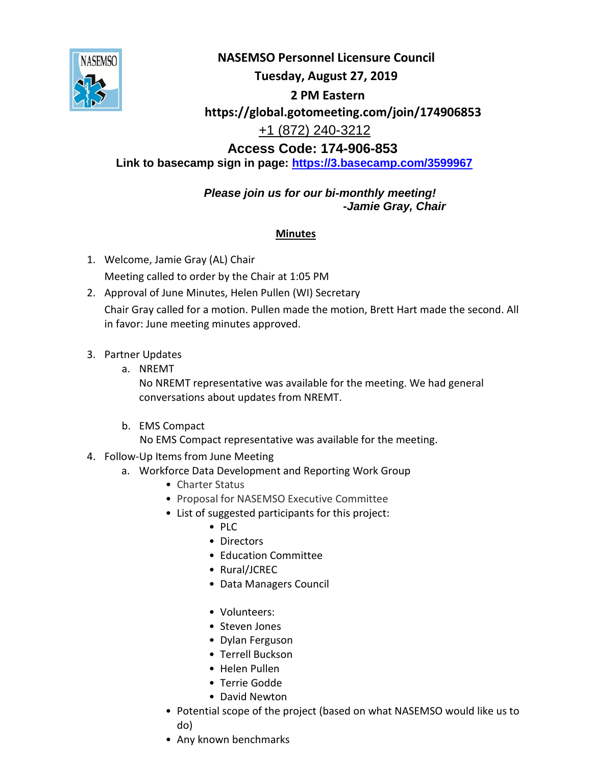# NASEMSO Personnel Licensure Council

**Tuesday, August 27, 2019**

**2 PM Eastern**

**https://global.gotomeeting.com/join/174906853**

+1 (872) 240-3212

**Access Code: 174-906-853**

**Link to basecamp sign in page: https://3.basecamp.com/3599967**

***Please join us for our bi-monthly meeting!***
***-Jamie Gray, Chair***

## Minutes

1. Welcome, Jamie Gray (AL) Chair
   Meeting called to order by the Chair at 1:05 PM
2. Approval of June Minutes, Helen Pullen (WI) Secretary
   Chair Gray called for a motion. Pullen made the motion, Brett Hart made the second. All in favor: June meeting minutes approved.

3. Partner Updates
   a. NREMT
      No NREMT representative was available for the meeting. We had general conversations about updates from NREMT.

   b. EMS Compact
      No EMS Compact representative was available for the meeting.
4. Follow-Up Items from June Meeting
   a. Workforce Data Development and Reporting Work Group
      - Charter Status
      - Proposal for NASEMSO Executive Committee
      - List of suggested participants for this project:
        - PLC
        - Directors
        - Education Committee
        - Rural/JCREC
        - Data Managers Council

        - Volunteers:
        - Steven Jones
        - Dylan Ferguson
        - Terrell Buckson
        - Helen Pullen
        - Terrie Godde
        - David Newton
      - Potential scope of the project (based on what NASEMSO would like us to do)
      - Any known benchmarks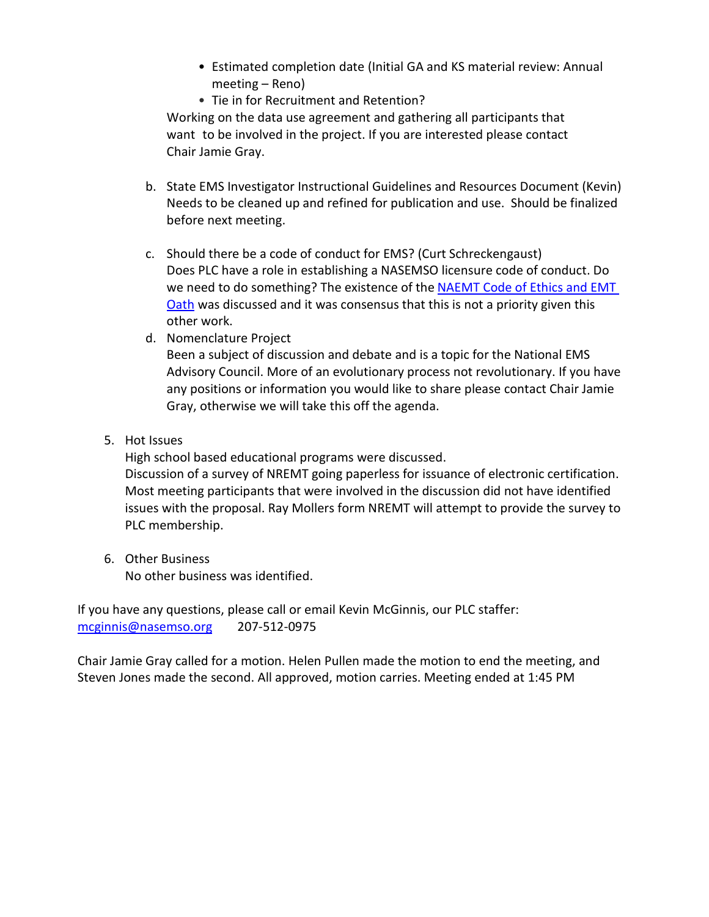- Estimated completion date (Initial GA and KS material review: Annual meeting – Reno)
- Tie in for Recruitment and Retention?

Working on the data use agreement and gathering all participants that want to be involved in the project. If you are interested please contact Chair Jamie Gray.

b. State EMS Investigator Instructional Guidelines and Resources Document (Kevin)
Needs to be cleaned up and refined for publication and use. Should be finalized before next meeting.

c. Should there be a code of conduct for EMS? (Curt Schreckengaust)
Does PLC have a role in establishing a NASEMSO licensure code of conduct. Do we need to do something? The existence of the [NAEMT Code of Ethics and EMT Oath]() was discussed and it was consensus that this is not a priority given this other work.

d. Nomenclature Project
Been a subject of discussion and debate and is a topic for the National EMS Advisory Council. More of an evolutionary process not revolutionary. If you have any positions or information you would like to share please contact Chair Jamie Gray, otherwise we will take this off the agenda.

5. Hot Issues
High school based educational programs were discussed.
Discussion of a survey of NREMT going paperless for issuance of electronic certification. Most meeting participants that were involved in the discussion did not have identified issues with the proposal. Ray Mollers form NREMT will attempt to provide the survey to PLC membership.

6. Other Business
No other business was identified.

If you have any questions, please call or email Kevin McGinnis, our PLC staffer:
mcginnis@nasemso.org 207-512-0975

Chair Jamie Gray called for a motion. Helen Pullen made the motion to end the meeting, and Steven Jones made the second. All approved, motion carries. Meeting ended at 1:45 PM